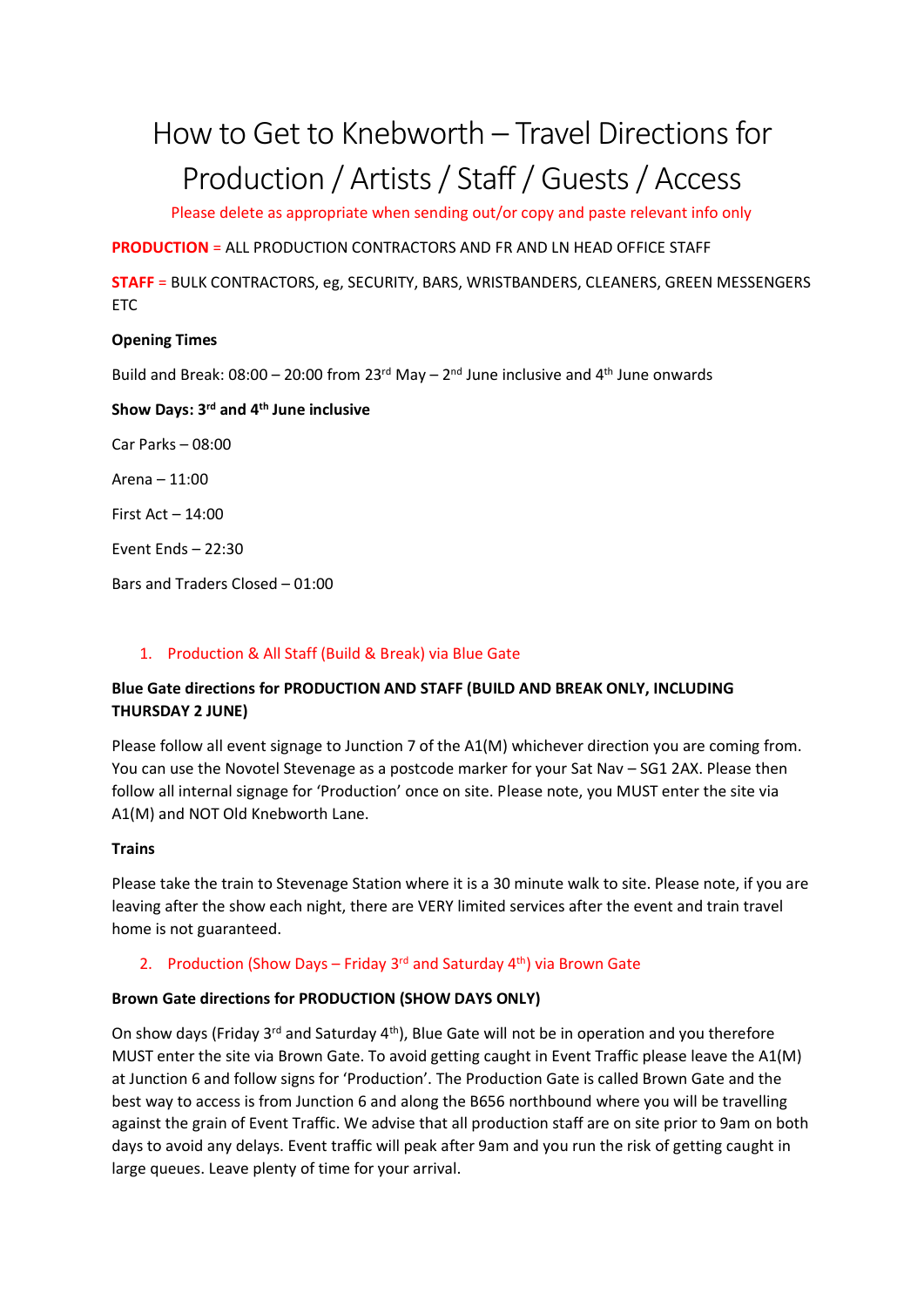# How to Get to Knebworth – Travel Directions for Production / Artists / Staff / Guests / Access

Please delete as appropriate when sending out/or copy and paste relevant info only

**PRODUCTION** = ALL PRODUCTION CONTRACTORS AND FR AND LN HEAD OFFICE STAFF

**STAFF** = BULK CONTRACTORS, eg, SECURITY, BARS, WRISTBANDERS, CLEANERS, GREEN MESSENGERS ETC

**Opening Times**

Build and Break: 08:00 – 20:00 from 23rd May – 2nd June inclusive and 4th June onwards

**Show Days: 3rd and 4th June inclusive**

Car Parks – 08:00

Arena – 11:00

First Act – 14:00

Event Ends – 22:30

Bars and Traders Closed – 01:00

## 1. Production & All Staff (Build & Break) via Blue Gate

**Blue Gate directions for PRODUCTION AND STAFF (BUILD AND BREAK ONLY, INCLUDING THURSDAY 2 JUNE)**

Please follow all event signage to Junction 7 of the A1(M) whichever direction you are coming from. You can use the Novotel Stevenage as a postcode marker for your Sat Nav – SG1 2AX. Please then follow all internal signage for 'Production' once on site. Please note, you MUST enter the site via A1(M) and NOT Old Knebworth Lane.

**Trains**

Please take the train to Stevenage Station where it is a 30 minute walk to site. Please note, if you are leaving after the show each night, there are VERY limited services after the event and train travel home is not guaranteed.

## 2. Production (Show Days – Friday 3rd and Saturday 4th) via Brown Gate

**Brown Gate directions for PRODUCTION (SHOW DAYS ONLY)**

On show days (Friday 3rd and Saturday 4th), Blue Gate will not be in operation and you therefore MUST enter the site via Brown Gate. To avoid getting caught in Event Traffic please leave the A1(M) at Junction 6 and follow signs for 'Production'. The Production Gate is called Brown Gate and the best way to access is from Junction 6 and along the B656 northbound where you will be travelling against the grain of Event Traffic. We advise that all production staff are on site prior to 9am on both days to avoid any delays. Event traffic will peak after 9am and you run the risk of getting caught in large queues. Leave plenty of time for your arrival.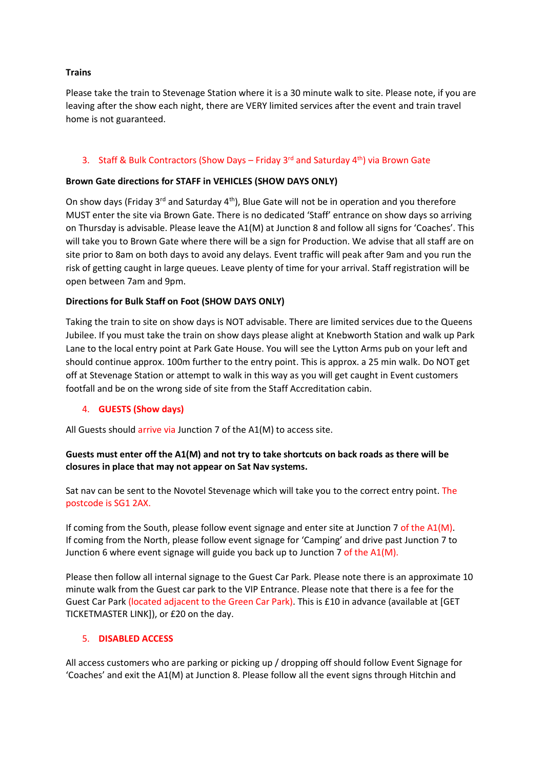**Trains**

Please take the train to Stevenage Station where it is a 30 minute walk to site. Please note, if you are leaving after the show each night, there are VERY limited services after the event and train travel home is not guaranteed.

3. Staff & Bulk Contractors (Show Days – Friday 3rd and Saturday 4th) via Brown Gate

**Brown Gate directions for STAFF in VEHICLES (SHOW DAYS ONLY)**

On show days (Friday 3rd and Saturday 4th), Blue Gate will not be in operation and you therefore MUST enter the site via Brown Gate. There is no dedicated 'Staff' entrance on show days so arriving on Thursday is advisable. Please leave the A1(M) at Junction 8 and follow all signs for 'Coaches'. This will take you to Brown Gate where there will be a sign for Production. We advise that all staff are on site prior to 8am on both days to avoid any delays. Event traffic will peak after 9am and you run the risk of getting caught in large queues. Leave plenty of time for your arrival. Staff registration will be open between 7am and 9pm.

**Directions for Bulk Staff on Foot (SHOW DAYS ONLY)**

Taking the train to site on show days is NOT advisable. There are limited services due to the Queens Jubilee. If you must take the train on show days please alight at Knebworth Station and walk up Park Lane to the local entry point at Park Gate House. You will see the Lytton Arms pub on your left and should continue approx. 100m further to the entry point. This is approx. a 25 min walk. Do NOT get off at Stevenage Station or attempt to walk in this way as you will get caught in Event customers footfall and be on the wrong side of site from the Staff Accreditation cabin.

4. **GUESTS (Show days)**

All Guests should arrive via Junction 7 of the A1(M) to access site.

**Guests must enter off the A1(M) and not try to take shortcuts on back roads as there will be closures in place that may not appear on Sat Nav systems.**

Sat nav can be sent to the Novotel Stevenage which will take you to the correct entry point. The postcode is SG1 2AX.

If coming from the South, please follow event signage and enter site at Junction 7 of the A1(M).
If coming from the North, please follow event signage for 'Camping' and drive past Junction 7 to Junction 6 where event signage will guide you back up to Junction 7 of the A1(M).

Please then follow all internal signage to the Guest Car Park. Please note there is an approximate 10 minute walk from the Guest car park to the VIP Entrance. Please note that there is a fee for the Guest Car Park (located adjacent to the Green Car Park). This is £10 in advance (available at [GET TICKETMASTER LINK]), or £20 on the day.

5. **DISABLED ACCESS**

All access customers who are parking or picking up / dropping off should follow Event Signage for 'Coaches' and exit the A1(M) at Junction 8. Please follow all the event signs through Hitchin and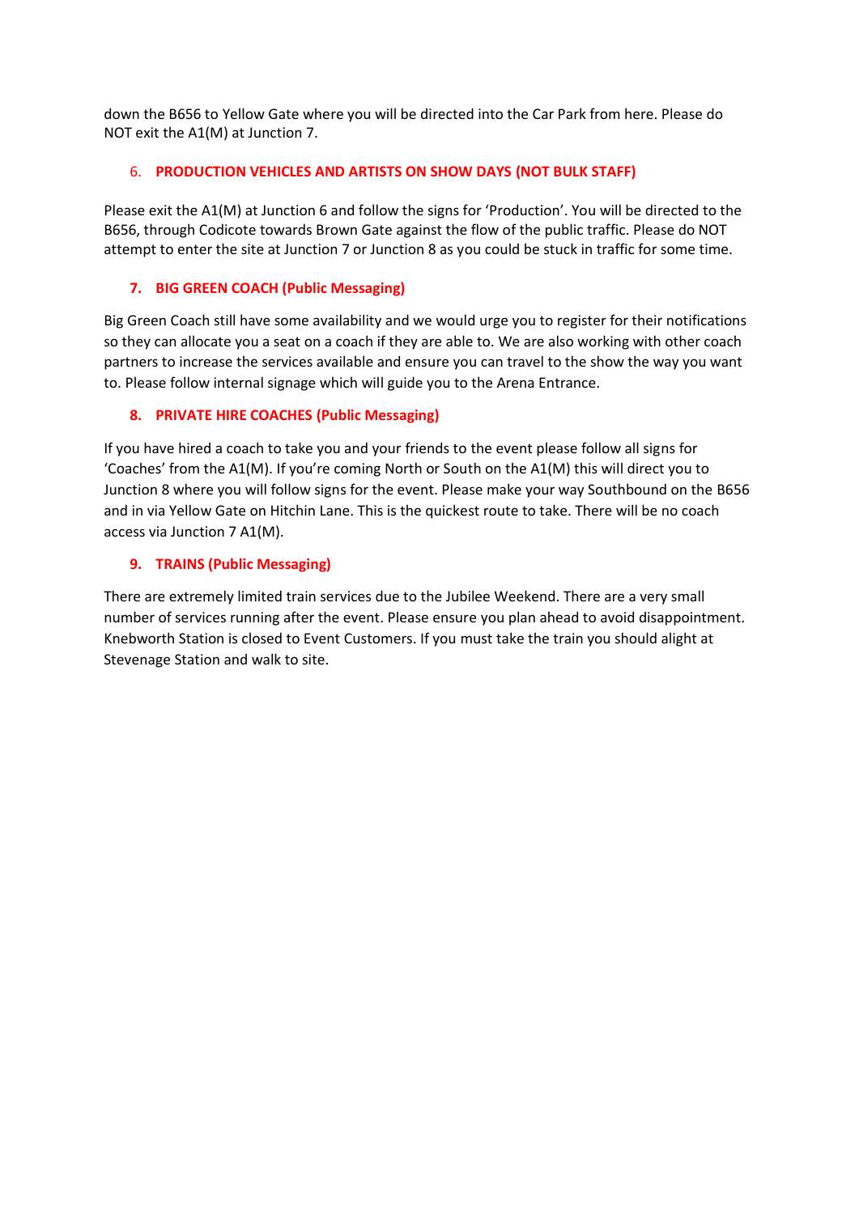down the B656 to Yellow Gate where you will be directed into the Car Park from here. Please do NOT exit the A1(M) at Junction 7.

## 6. PRODUCTION VEHICLES AND ARTISTS ON SHOW DAYS (NOT BULK STAFF)

Please exit the A1(M) at Junction 6 and follow the signs for 'Production'. You will be directed to the B656, through Codicote towards Brown Gate against the flow of the public traffic. Please do NOT attempt to enter the site at Junction 7 or Junction 8 as you could be stuck in traffic for some time.

## 7. BIG GREEN COACH (Public Messaging)

Big Green Coach still have some availability and we would urge you to register for their notifications so they can allocate you a seat on a coach if they are able to. We are also working with other coach partners to increase the services available and ensure you can travel to the show the way you want to. Please follow internal signage which will guide you to the Arena Entrance.

## 8. PRIVATE HIRE COACHES (Public Messaging)

If you have hired a coach to take you and your friends to the event please follow all signs for 'Coaches' from the A1(M). If you're coming North or South on the A1(M) this will direct you to Junction 8 where you will follow signs for the event. Please make your way Southbound on the B656 and in via Yellow Gate on Hitchin Lane. This is the quickest route to take. There will be no coach access via Junction 7 A1(M).

## 9. TRAINS (Public Messaging)

There are extremely limited train services due to the Jubilee Weekend. There are a very small number of services running after the event. Please ensure you plan ahead to avoid disappointment. Knebworth Station is closed to Event Customers. If you must take the train you should alight at Stevenage Station and walk to site.